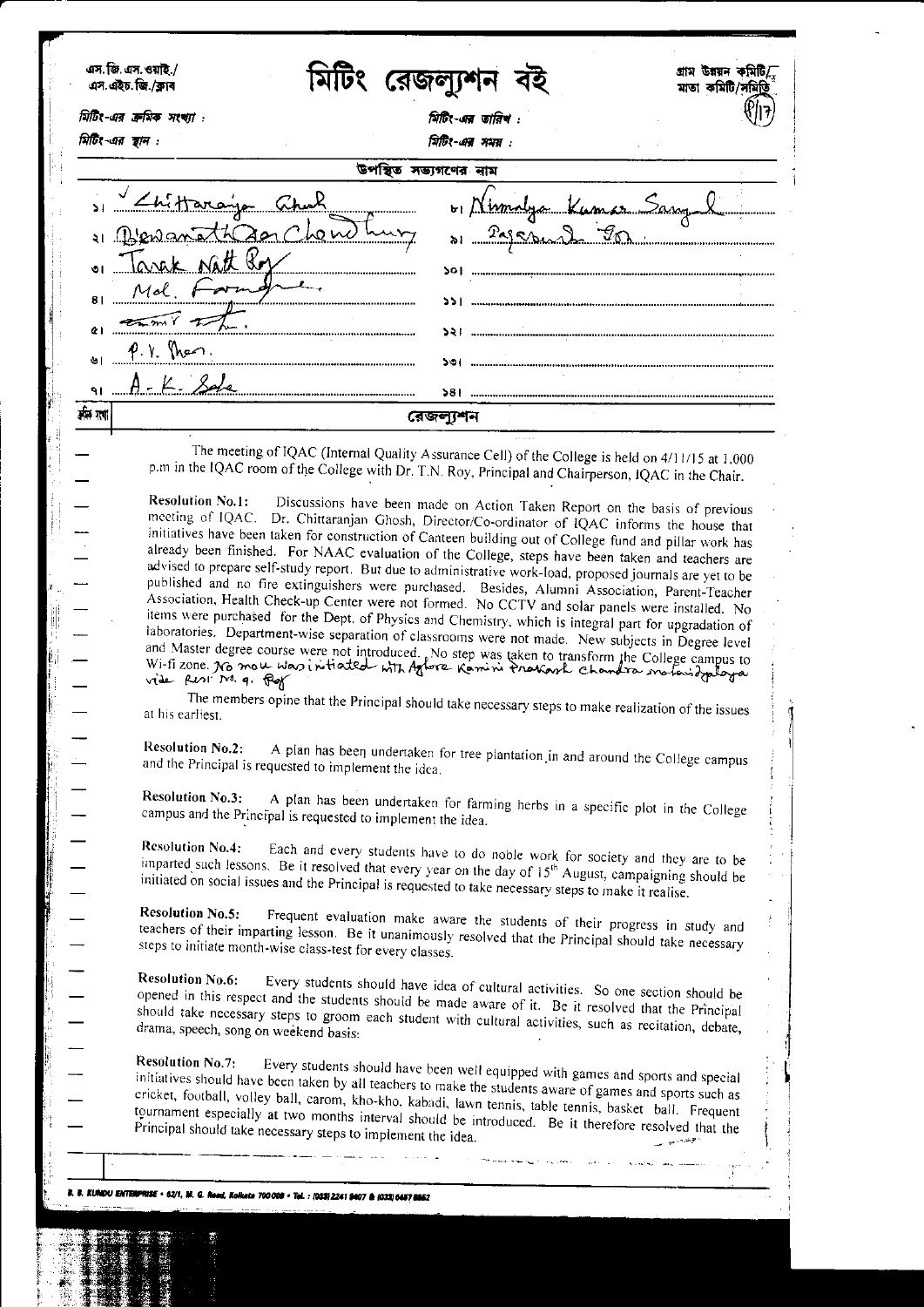এস. জি. এস. ওয়াই./ এস. এইচ. জি./ক্লাব

# মিটিং রেজল্যুশন বই

গ্রাম উন্নয়ন কমিটি/ মাতা কমিটি/সমিতি

8/17

মিটিং-এর ক্রমিক সংখ্যা :

মিটিং-এর তারিখ :

মিটিং-এর স্থান :

মিটিং-এর সময় :

উপস্থিত সভ্যগণের নাম

| | |
|---|---|
| ১। Chittaranjan Ghosh | ৮। Nirmalya Kumar Sanyal |
| ২। Biswanath Chowdhury | ৯। Paresh ... |
| ৩। Tarak Nath Roy | ১০। |
| ৪। Md. Farooque | ১১। |
| ৫। ... | ১২। |
| ৬। P. K. Sen | ১৩। |
| ৭। A. K. Saha | ১৪। |

ক্রমিক সংখ্যা — রেজল্যুশন

The meeting of IQAC (Internal Quality Assurance Cell) of the College is held on 4/11/15 at 1.000 p.m in the IQAC room of the College with Dr. T.N. Roy, Principal and Chairperson, IQAC in the Chair.

**Resolution No.1:** Discussions have been made on Action Taken Report on the basis of previous meeting of IQAC. Dr. Chittaranjan Ghosh, Director/Co-ordinator of IQAC informs the house that initiatives have been taken for construction of Canteen building out of College fund and pillar work has already been finished. For NAAC evaluation of the College, steps have been taken and teachers are advised to prepare self-study report. But due to administrative work-load, proposed journals are yet to be published and no fire extinguishers were purchased. Besides, Alumni Association, Parent-Teacher Association, Health Check-up Center were not formed. No CCTV and solar panels were installed. No items were purchased for the Dept. of Physics and Chemistry, which is integral part for upgradation of laboratories. Department-wise separation of classrooms were not made. New subjects in Degree level and Master degree course were not introduced. No step was taken to transform the College campus to Wi-fi zone. No mou was initiated with Aghore Kamini Prakash Chandra Mahavidyalaya vide Resl. No. 9. Roy

The members opine that the Principal should take necessary steps to make realization of the issues at his earliest.

**Resolution No.2:** A plan has been undertaken for tree plantation in and around the College campus and the Principal is requested to implement the idea.

**Resolution No.3:** A plan has been undertaken for farming herbs in a specific plot in the College campus and the Principal is requested to implement the idea.

**Resolution No.4:** Each and every students have to do noble work for society and they are to be imparted such lessons. Be it resolved that every year on the day of 15th August, campaigning should be initiated on social issues and the Principal is requested to take necessary steps to make it realise.

**Resolution No.5:** Frequent evaluation make aware the students of their progress in study and teachers of their imparting lesson. Be it unanimously resolved that the Principal should take necessary steps to initiate month-wise class-test for every classes.

**Resolution No.6:** Every students should have idea of cultural activities. So one section should be opened in this respect and the students should be made aware of it. Be it resolved that the Principal should take necessary steps to groom each student with cultural activities, such as recitation, debate, drama, speech, song on weekend basis.

**Resolution No.7:** Every students should have been well equipped with games and sports and special initiatives should have been taken by all teachers to make the students aware of games and sports such as cricket, football, volley ball, carom, kho-kho, kabadi, lawn tennis, table tennis, basket ball. Frequent tournament especially at two months interval should be introduced. Be it therefore resolved that the Principal should take necessary steps to implement the idea.

B. B. KUNDU ENTERPRISE • 62/1, M. G. Road, Kolkata 700009 • Tel. : (033) 2241 9407 & (033) 6457 8862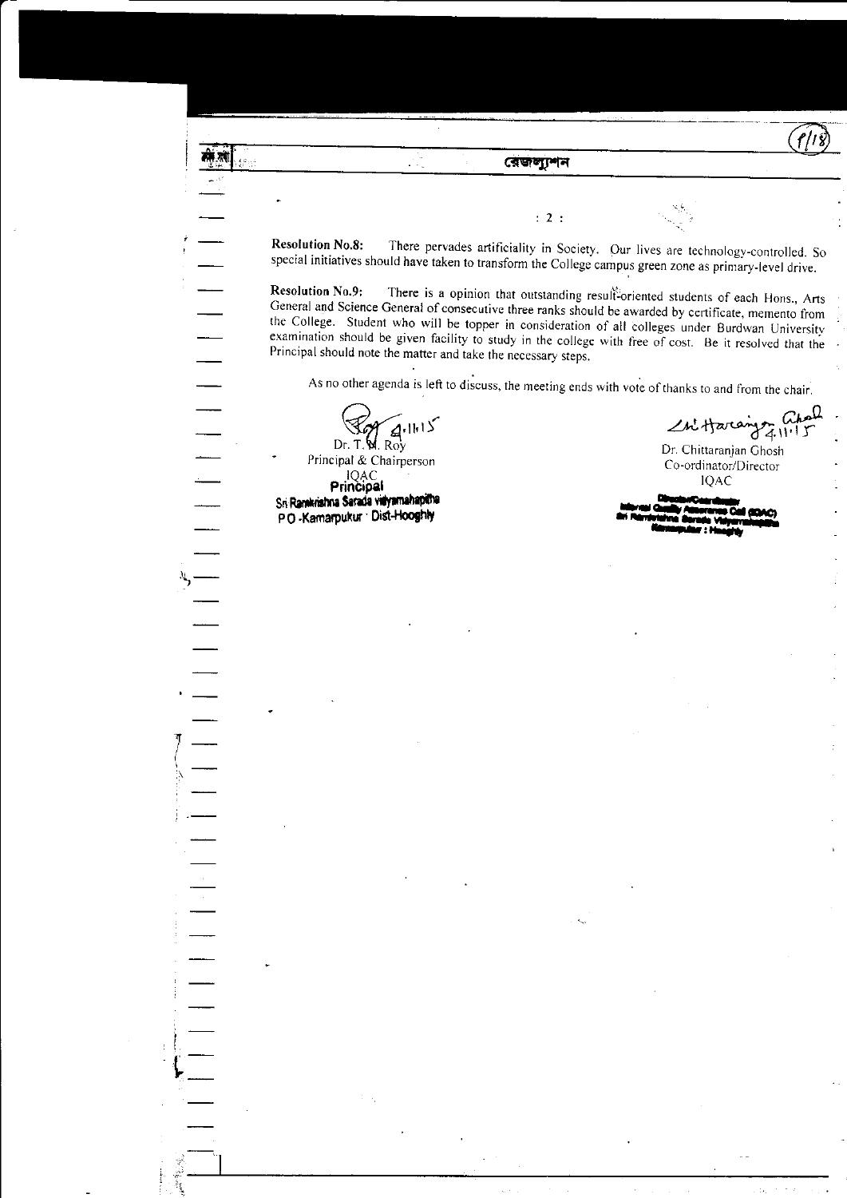রেজল্যুশন

: 2 :

**Resolution No.8:** There pervades artificiality in Society. Our lives are technology-controlled. So special initiatives should have taken to transform the College campus green zone as primary-level drive.

**Resolution No.9:** There is a opinion that outstanding result-oriented students of each Hons., Arts General and Science General of consecutive three ranks should be awarded by certificate, memento from the College. Student who will be topper in consideration of all colleges under Burdwan University examination should be given facility to study in the college with free of cost. Be it resolved that the Principal should note the matter and take the necessary steps.

As no other agenda is left to discuss, the meeting ends with vote of thanks to and from the chair.

4.11.15

Dr. T. M. Roy
Principal & Chairperson
IQAC

Principal
Sri Ramkrishna Sarada Vidyamahapitha
P.O.-Kamarpukur · Dist-Hooghly

4.11.15

Dr. Chittaranjan Ghosh
Co-ordinator/Director
IQAC

Director/Coordinator
Internal Quality Assurance Cell (IQAC)
Sri Ramkrishna Sarada Vidyamahapitha
Kamarpukur : Hooghly